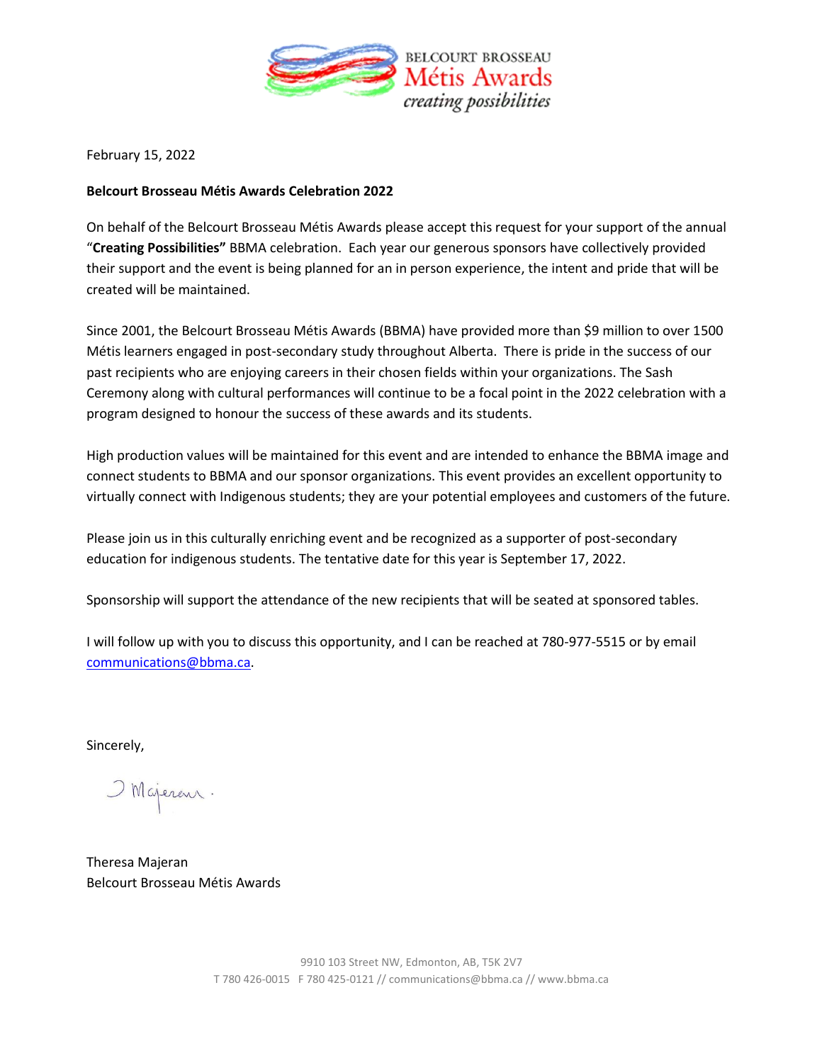BELCOURT BROSSEAU
Métis Awards
*creating possibilities*

February 15, 2022

**Belcourt Brosseau Métis Awards Celebration 2022**

On behalf of the Belcourt Brosseau Métis Awards please accept this request for your support of the annual "**Creating Possibilities"** BBMA celebration. Each year our generous sponsors have collectively provided their support and the event is being planned for an in person experience, the intent and pride that will be created will be maintained.

Since 2001, the Belcourt Brosseau Métis Awards (BBMA) have provided more than $9 million to over 1500 Métis learners engaged in post-secondary study throughout Alberta. There is pride in the success of our past recipients who are enjoying careers in their chosen fields within your organizations. The Sash Ceremony along with cultural performances will continue to be a focal point in the 2022 celebration with a program designed to honour the success of these awards and its students.

High production values will be maintained for this event and are intended to enhance the BBMA image and connect students to BBMA and our sponsor organizations. This event provides an excellent opportunity to virtually connect with Indigenous students; they are your potential employees and customers of the future.

Please join us in this culturally enriching event and be recognized as a supporter of post-secondary education for indigenous students. The tentative date for this year is September 17, 2022.

Sponsorship will support the attendance of the new recipients that will be seated at sponsored tables.

I will follow up with you to discuss this opportunity, and I can be reached at 780-977-5515 or by email communications@bbma.ca.

Sincerely,

T Majeran.

Theresa Majeran
Belcourt Brosseau Métis Awards

9910 103 Street NW, Edmonton, AB, T5K 2V7
T 780 426-0015 F 780 425-0121 // communications@bbma.ca // www.bbma.ca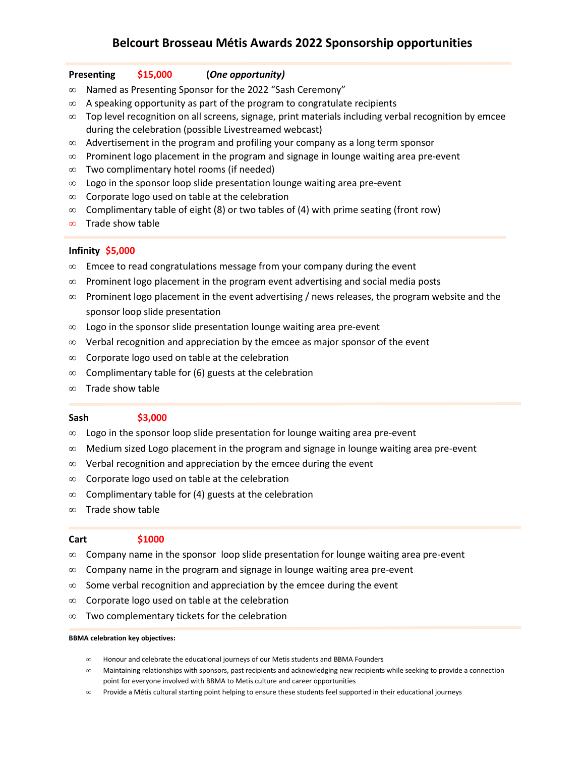# Belcourt Brosseau Métis Awards 2022 Sponsorship opportunities

**Presenting $15,000 (*One opportunity)***

- Named as Presenting Sponsor for the 2022 "Sash Ceremony"
- A speaking opportunity as part of the program to congratulate recipients
- Top level recognition on all screens, signage, print materials including verbal recognition by emcee during the celebration (possible Livestreamed webcast)
- Advertisement in the program and profiling your company as a long term sponsor
- Prominent logo placement in the program and signage in lounge waiting area pre-event
- Two complimentary hotel rooms (if needed)
- Logo in the sponsor loop slide presentation lounge waiting area pre-event
- Corporate logo used on table at the celebration
- Complimentary table of eight (8) or two tables of (4) with prime seating (front row)
- Trade show table

**Infinity $5,000**

- Emcee to read congratulations message from your company during the event
- Prominent logo placement in the program event advertising and social media posts
- Prominent logo placement in the event advertising / news releases, the program website and the sponsor loop slide presentation
- Logo in the sponsor slide presentation lounge waiting area pre-event
- Verbal recognition and appreciation by the emcee as major sponsor of the event
- Corporate logo used on table at the celebration
- Complimentary table for (6) guests at the celebration
- Trade show table

**Sash $3,000**

- Logo in the sponsor loop slide presentation for lounge waiting area pre-event
- Medium sized Logo placement in the program and signage in lounge waiting area pre-event
- Verbal recognition and appreciation by the emcee during the event
- Corporate logo used on table at the celebration
- Complimentary table for (4) guests at the celebration
- Trade show table

**Cart $1000**

- Company name in the sponsor loop slide presentation for lounge waiting area pre-event
- Company name in the program and signage in lounge waiting area pre-event
- Some verbal recognition and appreciation by the emcee during the event
- Corporate logo used on table at the celebration
- Two complementary tickets for the celebration

**BBMA celebration key objectives:**

- Honour and celebrate the educational journeys of our Metis students and BBMA Founders
- Maintaining relationships with sponsors, past recipients and acknowledging new recipients while seeking to provide a connection point for everyone involved with BBMA to Metis culture and career opportunities
- Provide a Métis cultural starting point helping to ensure these students feel supported in their educational journeys